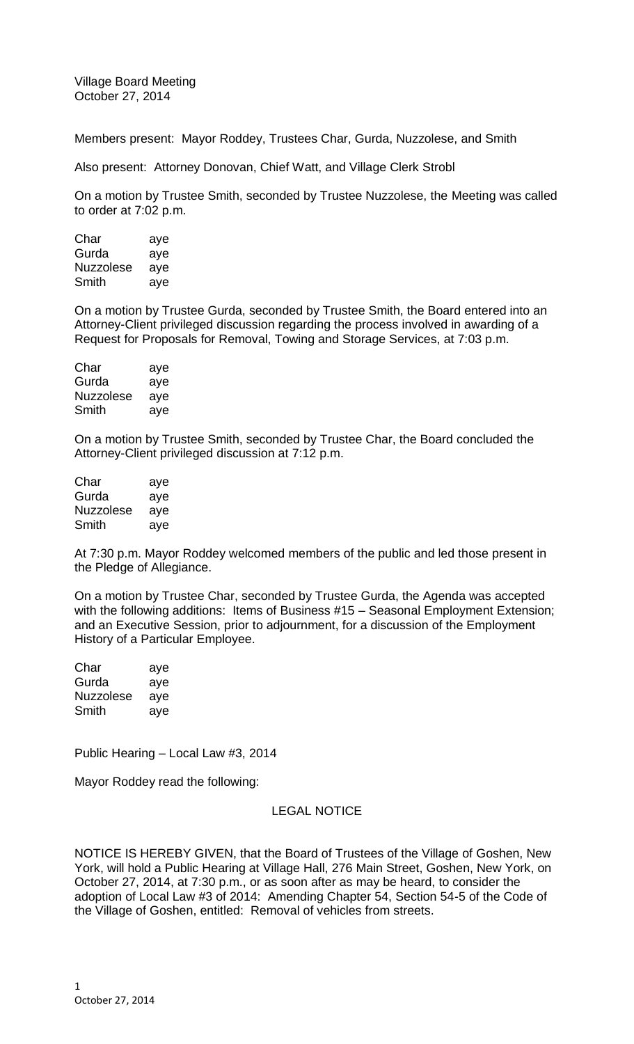Village Board Meeting
October 27, 2014

Members present: Mayor Roddey, Trustees Char, Gurda, Nuzzolese, and Smith

Also present: Attorney Donovan, Chief Watt, and Village Clerk Strobl

On a motion by Trustee Smith, seconded by Trustee Nuzzolese, the Meeting was called to order at 7:02 p.m.

| | |
|---|---|
| Char | aye |
| Gurda | aye |
| Nuzzolese | aye |
| Smith | aye |

On a motion by Trustee Gurda, seconded by Trustee Smith, the Board entered into an Attorney-Client privileged discussion regarding the process involved in awarding of a Request for Proposals for Removal, Towing and Storage Services, at 7:03 p.m.

| | |
|---|---|
| Char | aye |
| Gurda | aye |
| Nuzzolese | aye |
| Smith | aye |

On a motion by Trustee Smith, seconded by Trustee Char, the Board concluded the Attorney-Client privileged discussion at 7:12 p.m.

| | |
|---|---|
| Char | aye |
| Gurda | aye |
| Nuzzolese | aye |
| Smith | aye |

At 7:30 p.m. Mayor Roddey welcomed members of the public and led those present in the Pledge of Allegiance.

On a motion by Trustee Char, seconded by Trustee Gurda, the Agenda was accepted with the following additions: Items of Business #15 – Seasonal Employment Extension; and an Executive Session, prior to adjournment, for a discussion of the Employment History of a Particular Employee.

| | |
|---|---|
| Char | aye |
| Gurda | aye |
| Nuzzolese | aye |
| Smith | aye |

Public Hearing – Local Law #3, 2014

Mayor Roddey read the following:

LEGAL NOTICE

NOTICE IS HEREBY GIVEN, that the Board of Trustees of the Village of Goshen, New York, will hold a Public Hearing at Village Hall, 276 Main Street, Goshen, New York, on October 27, 2014, at 7:30 p.m., or as soon after as may be heard, to consider the adoption of Local Law #3 of 2014: Amending Chapter 54, Section 54-5 of the Code of the Village of Goshen, entitled: Removal of vehicles from streets.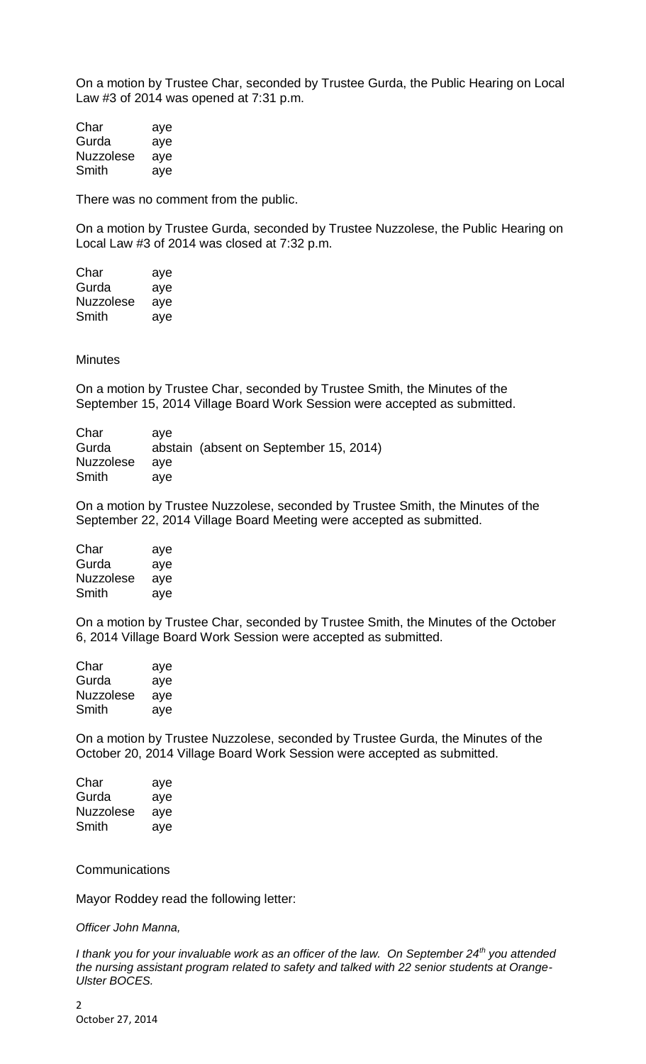On a motion by Trustee Char, seconded by Trustee Gurda, the Public Hearing on Local Law #3 of 2014 was opened at 7:31 p.m.

| | |
|---|---|
| Char | aye |
| Gurda | aye |
| Nuzzolese | aye |
| Smith | aye |

There was no comment from the public.

On a motion by Trustee Gurda, seconded by Trustee Nuzzolese, the Public Hearing on Local Law #3 of 2014 was closed at 7:32 p.m.

| | |
|---|---|
| Char | aye |
| Gurda | aye |
| Nuzzolese | aye |
| Smith | aye |

Minutes

On a motion by Trustee Char, seconded by Trustee Smith, the Minutes of the September 15, 2014 Village Board Work Session were accepted as submitted.

| | |
|---|---|
| Char | aye |
| Gurda | abstain (absent on September 15, 2014) |
| Nuzzolese | aye |
| Smith | aye |

On a motion by Trustee Nuzzolese, seconded by Trustee Smith, the Minutes of the September 22, 2014 Village Board Meeting were accepted as submitted.

| | |
|---|---|
| Char | aye |
| Gurda | aye |
| Nuzzolese | aye |
| Smith | aye |

On a motion by Trustee Char, seconded by Trustee Smith, the Minutes of the October 6, 2014 Village Board Work Session were accepted as submitted.

| | |
|---|---|
| Char | aye |
| Gurda | aye |
| Nuzzolese | aye |
| Smith | aye |

On a motion by Trustee Nuzzolese, seconded by Trustee Gurda, the Minutes of the October 20, 2014 Village Board Work Session were accepted as submitted.

| | |
|---|---|
| Char | aye |
| Gurda | aye |
| Nuzzolese | aye |
| Smith | aye |

Communications

Mayor Roddey read the following letter:

*Officer John Manna,*

*I thank you for your invaluable work as an officer of the law. On September 24th you attended the nursing assistant program related to safety and talked with 22 senior students at Orange-Ulster BOCES.*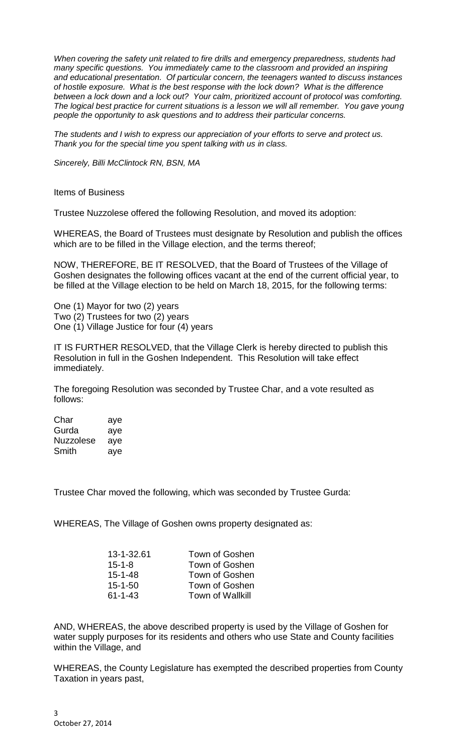*When covering the safety unit related to fire drills and emergency preparedness, students had many specific questions. You immediately came to the classroom and provided an inspiring and educational presentation. Of particular concern, the teenagers wanted to discuss instances of hostile exposure. What is the best response with the lock down? What is the difference between a lock down and a lock out? Your calm, prioritized account of protocol was comforting. The logical best practice for current situations is a lesson we will all remember. You gave young people the opportunity to ask questions and to address their particular concerns.*

*The students and I wish to express our appreciation of your efforts to serve and protect us. Thank you for the special time you spent talking with us in class.*

*Sincerely, Billi McClintock RN, BSN, MA*

Items of Business

Trustee Nuzzolese offered the following Resolution, and moved its adoption:

WHEREAS, the Board of Trustees must designate by Resolution and publish the offices which are to be filled in the Village election, and the terms thereof;

NOW, THEREFORE, BE IT RESOLVED, that the Board of Trustees of the Village of Goshen designates the following offices vacant at the end of the current official year, to be filled at the Village election to be held on March 18, 2015, for the following terms:

One (1) Mayor for two (2) years
Two (2) Trustees for two (2) years
One (1) Village Justice for four (4) years

IT IS FURTHER RESOLVED, that the Village Clerk is hereby directed to publish this Resolution in full in the Goshen Independent. This Resolution will take effect immediately.

The foregoing Resolution was seconded by Trustee Char, and a vote resulted as follows:

| | |
|---|---|
| Char | aye |
| Gurda | aye |
| Nuzzolese | aye |
| Smith | aye |

Trustee Char moved the following, which was seconded by Trustee Gurda:

WHEREAS, The Village of Goshen owns property designated as:

| | |
|---|---|
| 13-1-32.61 | Town of Goshen |
| 15-1-8 | Town of Goshen |
| 15-1-48 | Town of Goshen |
| 15-1-50 | Town of Goshen |
| 61-1-43 | Town of Wallkill |

AND, WHEREAS, the above described property is used by the Village of Goshen for water supply purposes for its residents and others who use State and County facilities within the Village, and

WHEREAS, the County Legislature has exempted the described properties from County Taxation in years past,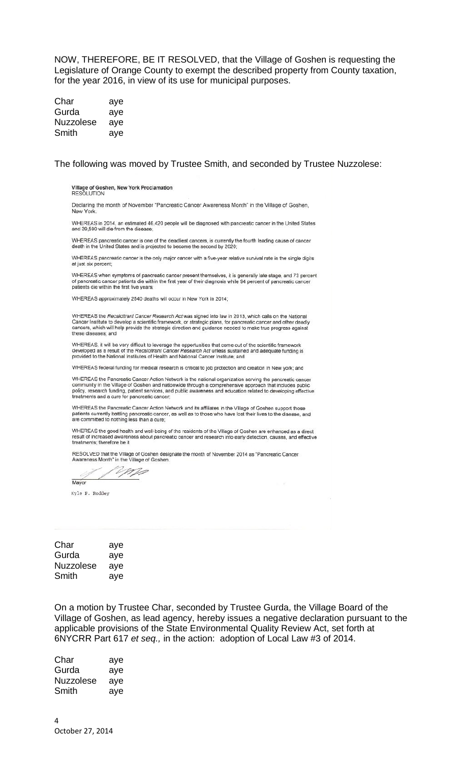NOW, THEREFORE, BE IT RESOLVED, that the Village of Goshen is requesting the Legislature of Orange County to exempt the described property from County taxation, for the year 2016, in view of its use for municipal purposes.

| | |
|---|---|
| Char | aye |
| Gurda | aye |
| Nuzzolese | aye |
| Smith | aye |

The following was moved by Trustee Smith, and seconded by Trustee Nuzzolese:

**Village of Goshen, New York Proclamation**
RESOLUTION

Declaring the month of November "Pancreatic Cancer Awareness Month" in the Village of Goshen, New York.

WHEREAS in 2014, an estimated 46,420 people will be diagnosed with pancreatic cancer in the United States and 39,590 will die from the disease;

WHEREAS pancreatic cancer is one of the deadliest cancers, is currently the fourth leading cause of cancer death in the United States and is projected to become the second by 2020;

WHEREAS pancreatic cancer is the only major cancer with a five-year relative survival rate in the single digits at just six percent;

WHEREAS when symptoms of pancreatic cancer present themselves, it is generally late stage, and 73 percent of pancreatic cancer patients die within the first year of their diagnosis while 94 percent of pancreatic cancer patients die within the first five years;

WHEREAS approximately 2540 deaths will occur in New York in 2014;

WHEREAS the *Recalcitrant Cancer Research Act* was signed into law in 2013, which calls on the National Cancer Institute to develop a scientific framework, or strategic plans, for pancreatic cancer and other deadly cancers, which will help provide the strategic direction and guidance needed to make true progress against these diseases; and

WHEREAS, it will be very difficult to leverage the opportunities that come out of the scientific framework developed as a result of the *Recalcitrant Cancer Research Act* unless sustained and adequate funding is provided to the National Institutes of Health and National Cancer Institute; and

WHEREAS federal funding for medical research is critical to job protection and creation in New york; and

WHEREAS the Pancreatic Cancer Action Network is the national organization serving the pancreatic cancer community in the Village of Goshen and nationwide through a comprehensive approach that includes public policy, research funding, patient services, and public awareness and education related to developing effective treatments and a cure for pancreatic cancer;

WHEREAS the Pancreatic Cancer Action Network and its affiliates in the Village of Goshen support those patients currently battling pancreatic cancer, as well as to those who have lost their lives to the disease, and are committed to nothing less than a cure;

WHEREAS the good health and well-being of the residents of the Village of Goshen are enhanced as a direct result of increased awareness about pancreatic cancer and research into early detection, causes, and effective treatments; therefore be it

RESOLVED that the Village of Goshen designate the month of November 2014 as "Pancreatic Cancer Awareness Month" in the Village of Goshen.

Mayor

Kyle P. Roddey

| | |
|---|---|
| Char | aye |
| Gurda | aye |
| Nuzzolese | aye |
| Smith | aye |

On a motion by Trustee Char, seconded by Trustee Gurda, the Village Board of the Village of Goshen, as lead agency, hereby issues a negative declaration pursuant to the applicable provisions of the State Environmental Quality Review Act, set forth at 6NYCRR Part 617 *et seq.,* in the action: adoption of Local Law #3 of 2014.

| | |
|---|---|
| Char | aye |
| Gurda | aye |
| Nuzzolese | aye |
| Smith | aye |

October 27, 2014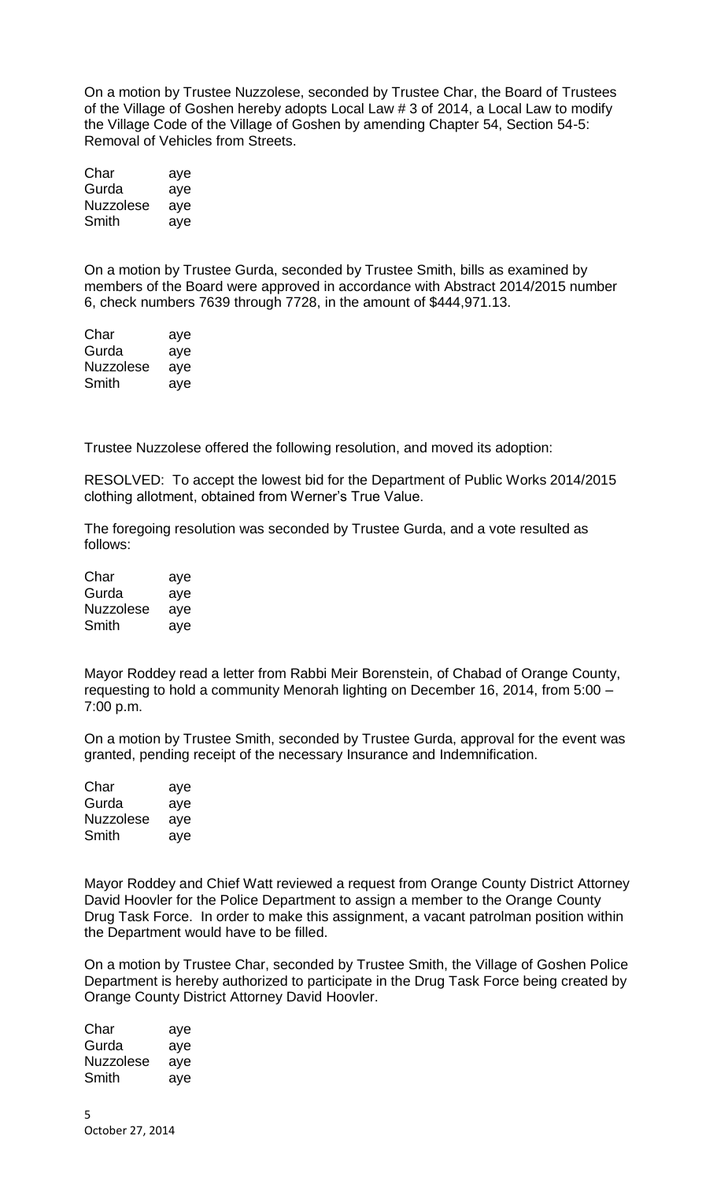On a motion by Trustee Nuzzolese, seconded by Trustee Char, the Board of Trustees of the Village of Goshen hereby adopts Local Law # 3 of 2014, a Local Law to modify the Village Code of the Village of Goshen by amending Chapter 54, Section 54-5: Removal of Vehicles from Streets.

| | |
|---|---|
| Char | aye |
| Gurda | aye |
| Nuzzolese | aye |
| Smith | aye |

On a motion by Trustee Gurda, seconded by Trustee Smith, bills as examined by members of the Board were approved in accordance with Abstract 2014/2015 number 6, check numbers 7639 through 7728, in the amount of $444,971.13.

| | |
|---|---|
| Char | aye |
| Gurda | aye |
| Nuzzolese | aye |
| Smith | aye |

Trustee Nuzzolese offered the following resolution, and moved its adoption:

RESOLVED: To accept the lowest bid for the Department of Public Works 2014/2015 clothing allotment, obtained from Werner's True Value.

The foregoing resolution was seconded by Trustee Gurda, and a vote resulted as follows:

| | |
|---|---|
| Char | aye |
| Gurda | aye |
| Nuzzolese | aye |
| Smith | aye |

Mayor Roddey read a letter from Rabbi Meir Borenstein, of Chabad of Orange County, requesting to hold a community Menorah lighting on December 16, 2014, from 5:00 – 7:00 p.m.

On a motion by Trustee Smith, seconded by Trustee Gurda, approval for the event was granted, pending receipt of the necessary Insurance and Indemnification.

| | |
|---|---|
| Char | aye |
| Gurda | aye |
| Nuzzolese | aye |
| Smith | aye |

Mayor Roddey and Chief Watt reviewed a request from Orange County District Attorney David Hoovler for the Police Department to assign a member to the Orange County Drug Task Force. In order to make this assignment, a vacant patrolman position within the Department would have to be filled.

On a motion by Trustee Char, seconded by Trustee Smith, the Village of Goshen Police Department is hereby authorized to participate in the Drug Task Force being created by Orange County District Attorney David Hoovler.

| | |
|---|---|
| Char | aye |
| Gurda | aye |
| Nuzzolese | aye |
| Smith | aye |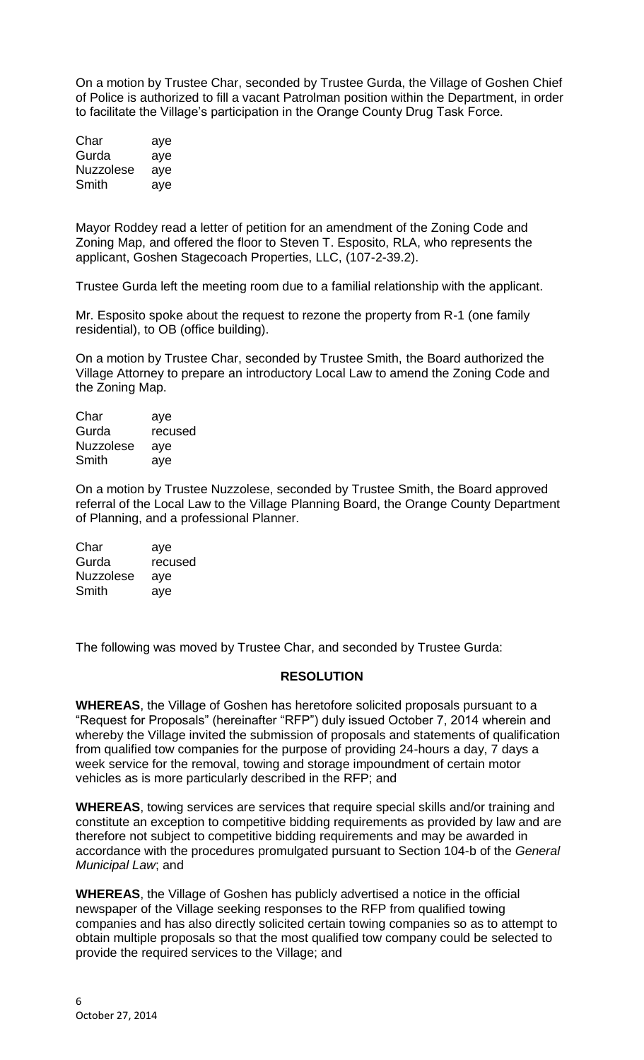On a motion by Trustee Char, seconded by Trustee Gurda, the Village of Goshen Chief of Police is authorized to fill a vacant Patrolman position within the Department, in order to facilitate the Village's participation in the Orange County Drug Task Force.

| | |
|---|---|
| Char | aye |
| Gurda | aye |
| Nuzzolese | aye |
| Smith | aye |

Mayor Roddey read a letter of petition for an amendment of the Zoning Code and Zoning Map, and offered the floor to Steven T. Esposito, RLA, who represents the applicant, Goshen Stagecoach Properties, LLC, (107-2-39.2).

Trustee Gurda left the meeting room due to a familial relationship with the applicant.

Mr. Esposito spoke about the request to rezone the property from R-1 (one family residential), to OB (office building).

On a motion by Trustee Char, seconded by Trustee Smith, the Board authorized the Village Attorney to prepare an introductory Local Law to amend the Zoning Code and the Zoning Map.

| | |
|---|---|
| Char | aye |
| Gurda | recused |
| Nuzzolese | aye |
| Smith | aye |

On a motion by Trustee Nuzzolese, seconded by Trustee Smith, the Board approved referral of the Local Law to the Village Planning Board, the Orange County Department of Planning, and a professional Planner.

| | |
|---|---|
| Char | aye |
| Gurda | recused |
| Nuzzolese | aye |
| Smith | aye |

The following was moved by Trustee Char, and seconded by Trustee Gurda:

**RESOLUTION**

**WHEREAS**, the Village of Goshen has heretofore solicited proposals pursuant to a "Request for Proposals" (hereinafter "RFP") duly issued October 7, 2014 wherein and whereby the Village invited the submission of proposals and statements of qualification from qualified tow companies for the purpose of providing 24-hours a day, 7 days a week service for the removal, towing and storage impoundment of certain motor vehicles as is more particularly described in the RFP; and

**WHEREAS**, towing services are services that require special skills and/or training and constitute an exception to competitive bidding requirements as provided by law and are therefore not subject to competitive bidding requirements and may be awarded in accordance with the procedures promulgated pursuant to Section 104-b of the *General Municipal Law*; and

**WHEREAS**, the Village of Goshen has publicly advertised a notice in the official newspaper of the Village seeking responses to the RFP from qualified towing companies and has also directly solicited certain towing companies so as to attempt to obtain multiple proposals so that the most qualified tow company could be selected to provide the required services to the Village; and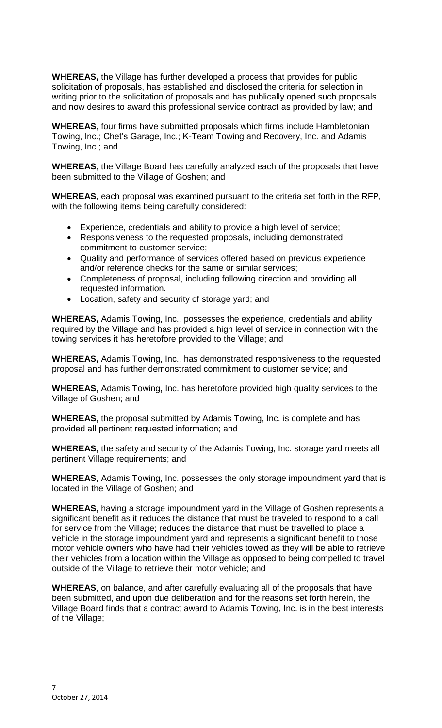**WHEREAS,** the Village has further developed a process that provides for public solicitation of proposals, has established and disclosed the criteria for selection in writing prior to the solicitation of proposals and has publically opened such proposals and now desires to award this professional service contract as provided by law; and

**WHEREAS**, four firms have submitted proposals which firms include Hambletonian Towing, Inc.; Chet's Garage, Inc.; K-Team Towing and Recovery, Inc. and Adamis Towing, Inc.; and

**WHEREAS**, the Village Board has carefully analyzed each of the proposals that have been submitted to the Village of Goshen; and

**WHEREAS**, each proposal was examined pursuant to the criteria set forth in the RFP, with the following items being carefully considered:

- Experience, credentials and ability to provide a high level of service;
- Responsiveness to the requested proposals, including demonstrated commitment to customer service;
- Quality and performance of services offered based on previous experience and/or reference checks for the same or similar services;
- Completeness of proposal, including following direction and providing all requested information.
- Location, safety and security of storage yard; and

**WHEREAS,** Adamis Towing, Inc., possesses the experience, credentials and ability required by the Village and has provided a high level of service in connection with the towing services it has heretofore provided to the Village; and

**WHEREAS,** Adamis Towing, Inc., has demonstrated responsiveness to the requested proposal and has further demonstrated commitment to customer service; and

**WHEREAS,** Adamis Towing**,** Inc. has heretofore provided high quality services to the Village of Goshen; and

**WHEREAS,** the proposal submitted by Adamis Towing, Inc. is complete and has provided all pertinent requested information; and

**WHEREAS,** the safety and security of the Adamis Towing, Inc. storage yard meets all pertinent Village requirements; and

**WHEREAS,** Adamis Towing, Inc. possesses the only storage impoundment yard that is located in the Village of Goshen; and

**WHEREAS,** having a storage impoundment yard in the Village of Goshen represents a significant benefit as it reduces the distance that must be traveled to respond to a call for service from the Village; reduces the distance that must be travelled to place a vehicle in the storage impoundment yard and represents a significant benefit to those motor vehicle owners who have had their vehicles towed as they will be able to retrieve their vehicles from a location within the Village as opposed to being compelled to travel outside of the Village to retrieve their motor vehicle; and

**WHEREAS**, on balance, and after carefully evaluating all of the proposals that have been submitted, and upon due deliberation and for the reasons set forth herein, the Village Board finds that a contract award to Adamis Towing, Inc. is in the best interests of the Village;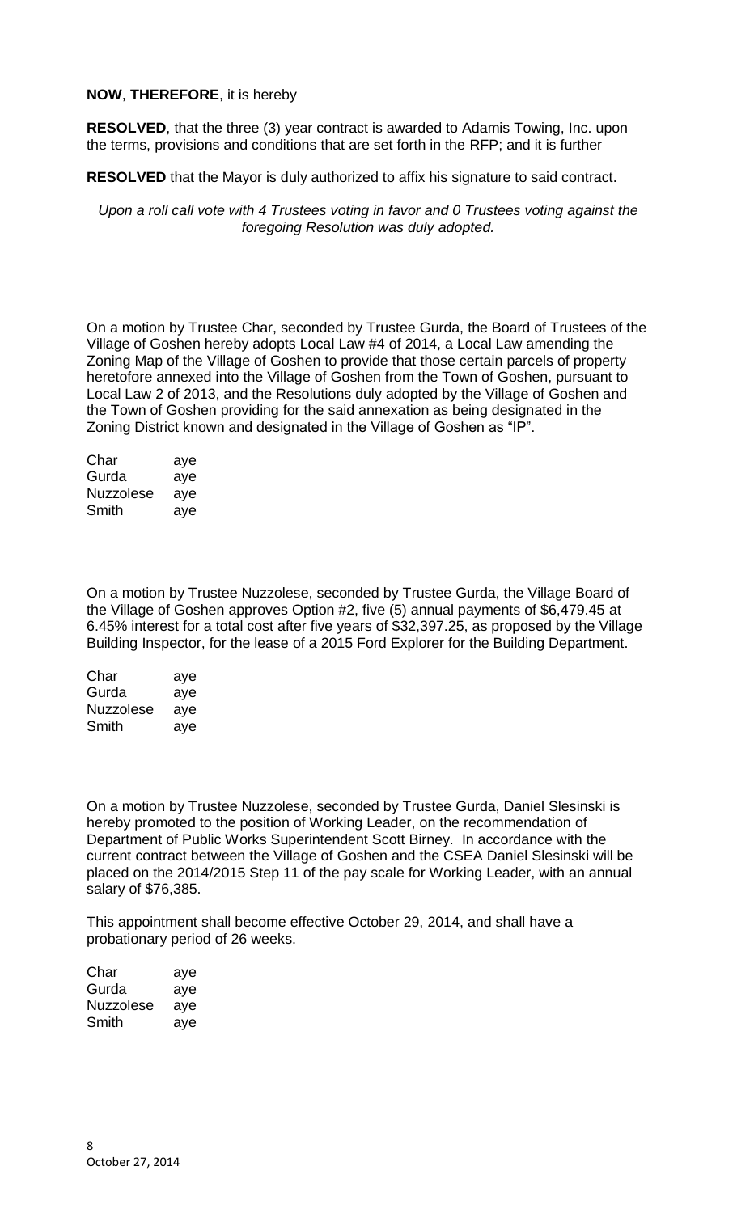**NOW**, **THEREFORE**, it is hereby

**RESOLVED**, that the three (3) year contract is awarded to Adamis Towing, Inc. upon the terms, provisions and conditions that are set forth in the RFP; and it is further

**RESOLVED** that the Mayor is duly authorized to affix his signature to said contract.

*Upon a roll call vote with 4 Trustees voting in favor and 0 Trustees voting against the foregoing Resolution was duly adopted.*

On a motion by Trustee Char, seconded by Trustee Gurda, the Board of Trustees of the Village of Goshen hereby adopts Local Law #4 of 2014, a Local Law amending the Zoning Map of the Village of Goshen to provide that those certain parcels of property heretofore annexed into the Village of Goshen from the Town of Goshen, pursuant to Local Law 2 of 2013, and the Resolutions duly adopted by the Village of Goshen and the Town of Goshen providing for the said annexation as being designated in the Zoning District known and designated in the Village of Goshen as "IP".

Char aye
Gurda aye
Nuzzolese aye
Smith aye

On a motion by Trustee Nuzzolese, seconded by Trustee Gurda, the Village Board of the Village of Goshen approves Option #2, five (5) annual payments of $6,479.45 at 6.45% interest for a total cost after five years of $32,397.25, as proposed by the Village Building Inspector, for the lease of a 2015 Ford Explorer for the Building Department.

Char aye
Gurda aye
Nuzzolese aye
Smith aye

On a motion by Trustee Nuzzolese, seconded by Trustee Gurda, Daniel Slesinski is hereby promoted to the position of Working Leader, on the recommendation of Department of Public Works Superintendent Scott Birney. In accordance with the current contract between the Village of Goshen and the CSEA Daniel Slesinski will be placed on the 2014/2015 Step 11 of the pay scale for Working Leader, with an annual salary of $76,385.

This appointment shall become effective October 29, 2014, and shall have a probationary period of 26 weeks.

Char aye
Gurda aye
Nuzzolese aye
Smith aye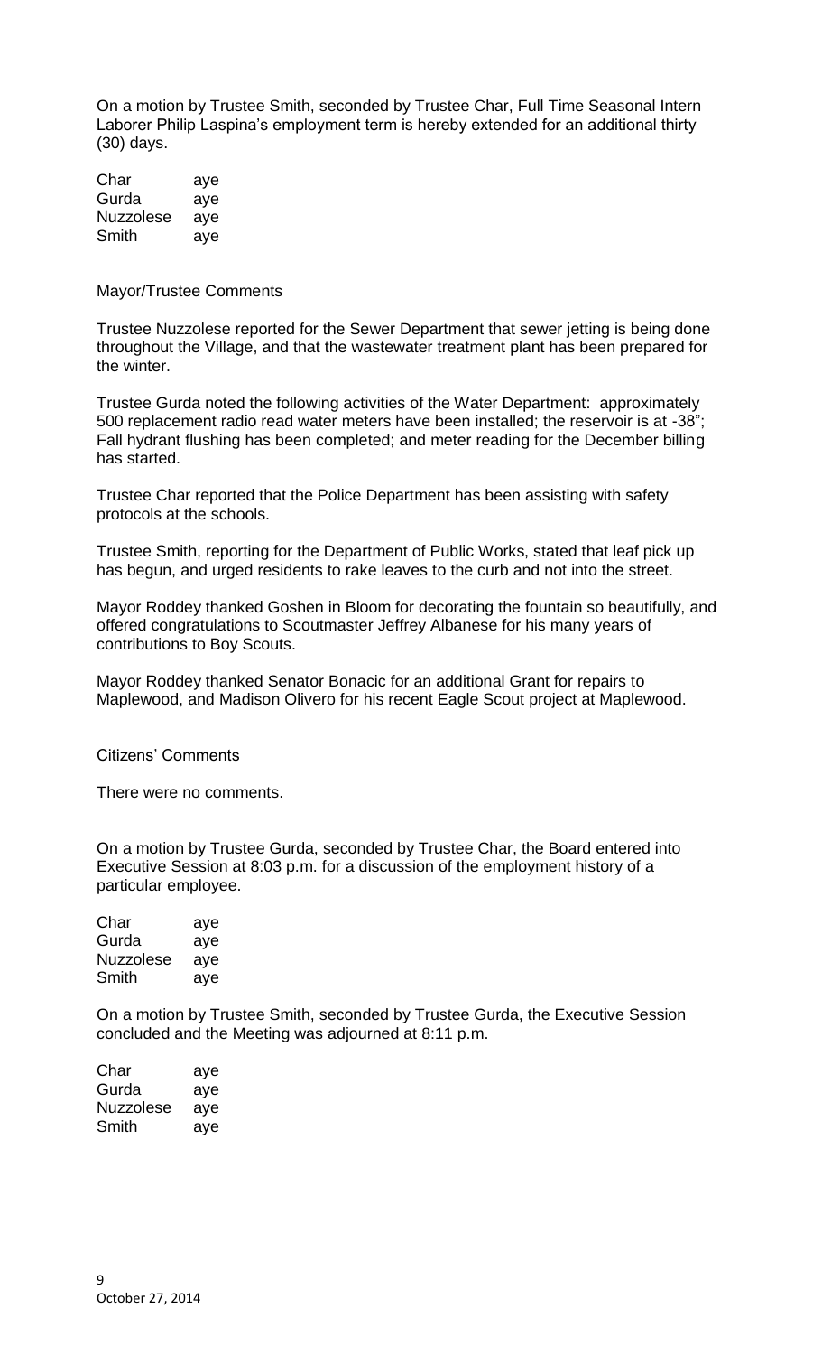On a motion by Trustee Smith, seconded by Trustee Char, Full Time Seasonal Intern Laborer Philip Laspina's employment term is hereby extended for an additional thirty (30) days.

| | |
|---|---|
| Char | aye |
| Gurda | aye |
| Nuzzolese | aye |
| Smith | aye |

Mayor/Trustee Comments

Trustee Nuzzolese reported for the Sewer Department that sewer jetting is being done throughout the Village, and that the wastewater treatment plant has been prepared for the winter.

Trustee Gurda noted the following activities of the Water Department: approximately 500 replacement radio read water meters have been installed; the reservoir is at -38"; Fall hydrant flushing has been completed; and meter reading for the December billing has started.

Trustee Char reported that the Police Department has been assisting with safety protocols at the schools.

Trustee Smith, reporting for the Department of Public Works, stated that leaf pick up has begun, and urged residents to rake leaves to the curb and not into the street.

Mayor Roddey thanked Goshen in Bloom for decorating the fountain so beautifully, and offered congratulations to Scoutmaster Jeffrey Albanese for his many years of contributions to Boy Scouts.

Mayor Roddey thanked Senator Bonacic for an additional Grant for repairs to Maplewood, and Madison Olivero for his recent Eagle Scout project at Maplewood.

Citizens' Comments

There were no comments.

On a motion by Trustee Gurda, seconded by Trustee Char, the Board entered into Executive Session at 8:03 p.m. for a discussion of the employment history of a particular employee.

| | |
|---|---|
| Char | aye |
| Gurda | aye |
| Nuzzolese | aye |
| Smith | aye |

On a motion by Trustee Smith, seconded by Trustee Gurda, the Executive Session concluded and the Meeting was adjourned at 8:11 p.m.

| | |
|---|---|
| Char | aye |
| Gurda | aye |
| Nuzzolese | aye |
| Smith | aye |

October 27, 2014